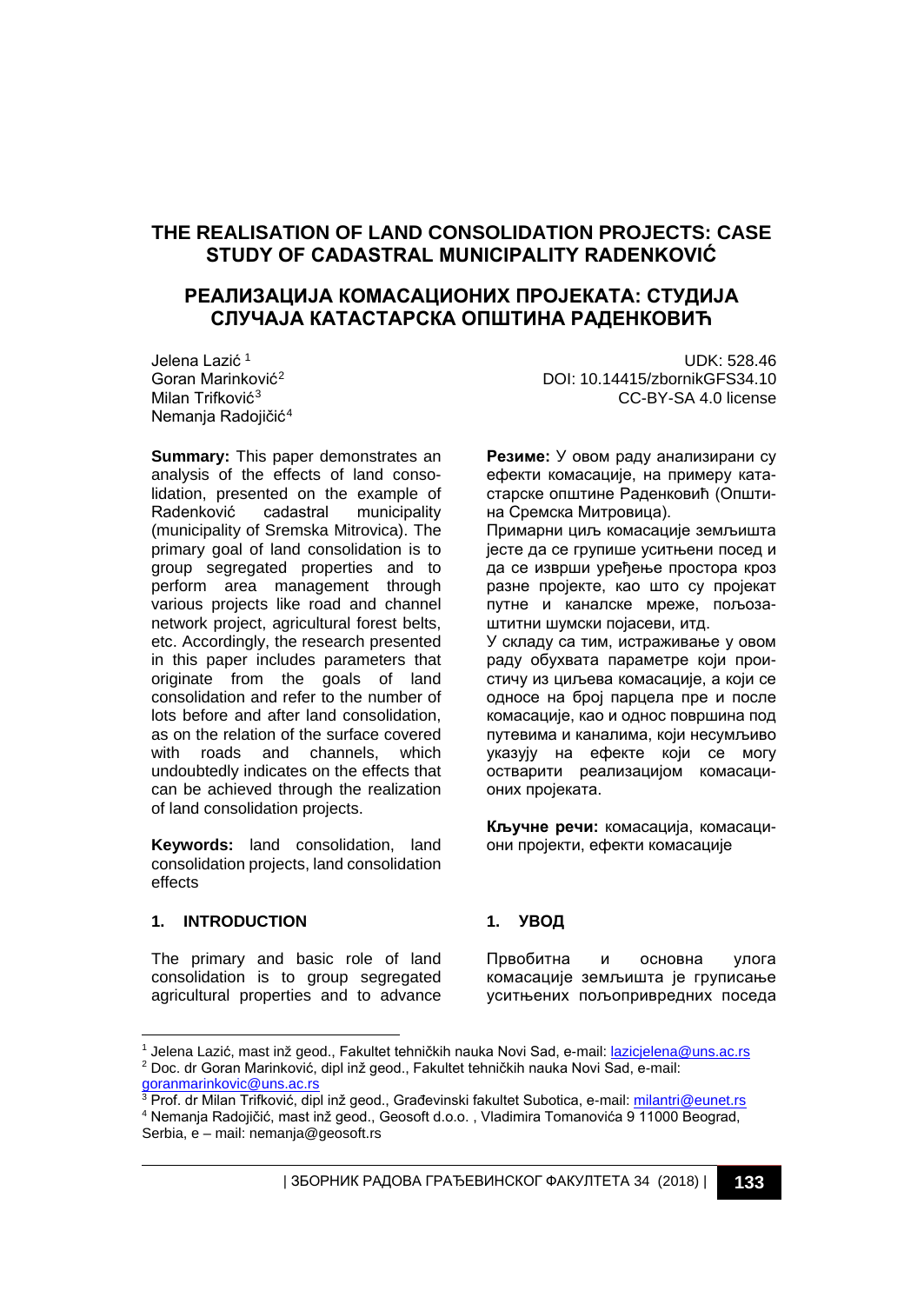# THE REALISATION OF LAND CONSOLIDATION PROJECTS: CASE STUDY OF CADASTRAL MUNICIPALITY RADENKOVIĆ

# РЕАЛИЗАЦИЈА КОМАСАЦИОНИХ ПРОЈЕКАТА: СТУДИЈА СЛУЧАЈА КАТАСТАРСКА ОПШТИНА РАДЕНКОВИЋ

Jelena Lazić [1]
Goran Marinković[2]
Milan Trifković[3]
Nemanja Radojičić[4]

UDK: 528.46
DOI: 10.14415/zbornikGFS34.10
CC-BY-SA 4.0 license

**Summary:** This paper demonstrates an analysis of the effects of land consolidation, presented on the example of Radenković cadastral municipality (municipality of Sremska Mitrovica). The primary goal of land consolidation is to group segregated properties and to perform area management through various projects like road and channel network project, agricultural forest belts, etc. Accordingly, the research presented in this paper includes parameters that originate from the goals of land consolidation and refer to the number of lots before and after land consolidation, as on the relation of the surface covered with roads and channels, which undoubtedly indicates on the effects that can be achieved through the realization of land consolidation projects.

**Keywords:** land consolidation, land consolidation projects, land consolidation effects

**Резиме:** У овом раду анализирани су ефекти комасације, на примеру катастарске општине Раденковић (Општина Сремска Митровица).
Примарни циљ комасације земљишта јесте да се групише уситњени посед и да се изврши уређење простора кроз разне пројекте, као што су пројекат путне и каналске мреже, пољозаштитни шумски појасеви, итд.
У складу са тим, истраживање у овом раду обухвата параметре који проистичу из циљева комасације, а који се односе на број парцела пре и после комасације, као и однос површина под путевима и каналима, који несумњиво указују на ефекте који се могу остварити реализацијом комасационих пројеката.

**Кључне речи:** комасација, комасациони пројекти, ефекти комасације

## 1. INTRODUCTION

The primary and basic role of land consolidation is to group segregated agricultural properties and to advance

## 1. УВОД

Првобитна и основна улога комасације земљишта је груписање уситњених пољопривредних поседа

[1] Jelena Lazić, mast inž geod., Fakultet tehničkih nauka Novi Sad, e-mail: lazicjelena@uns.ac.rs
[2] Doc. dr Goran Marinković, dipl inž geod., Fakultet tehničkih nauka Novi Sad, e-mail: goranmarinkovic@uns.ac.rs
[3] Prof. dr Milan Trifković, dipl inž geod., Građevinski fakultet Subotica, e-mail: milantri@eunet.rs
[4] Nemanja Radojičić, mast inž geod., Geosoft d.o.o. , Vladimira Tomanovića 9 11000 Beograd, Serbia, e – mail: nemanja@geosoft.rs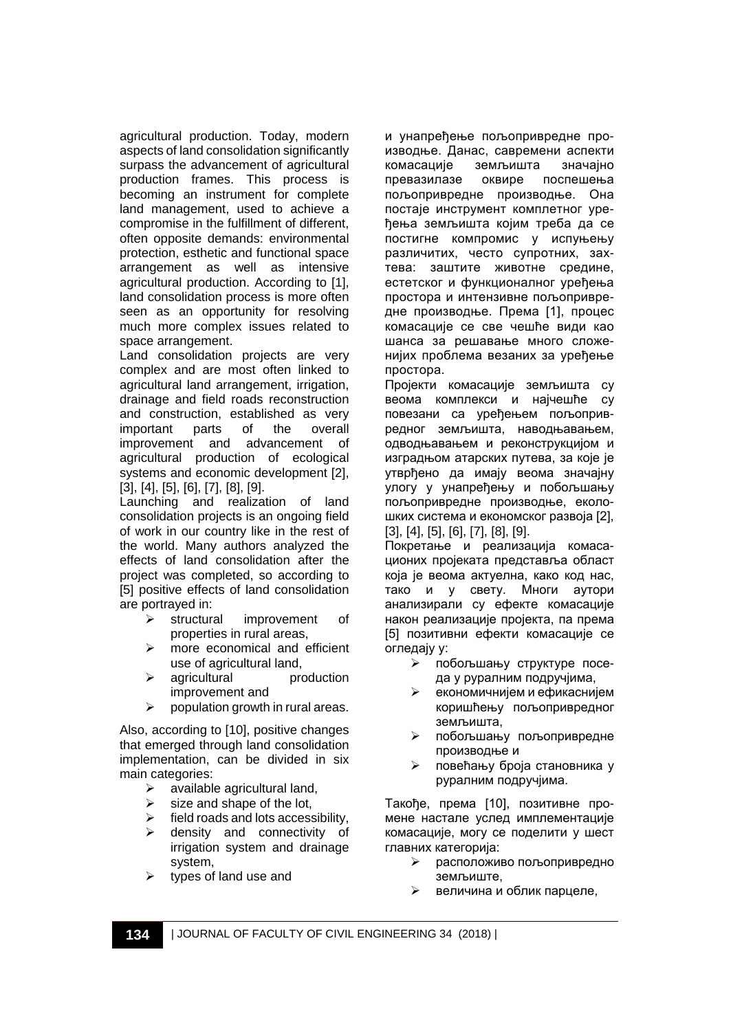agricultural production. Today, modern aspects of land consolidation significantly surpass the advancement of agricultural production frames. This process is becoming an instrument for complete land management, used to achieve a compromise in the fulfillment of different, often opposite demands: environmental protection, esthetic and functional space arrangement as well as intensive agricultural production. According to [1], land consolidation process is more often seen as an opportunity for resolving much more complex issues related to space arrangement.

Land consolidation projects are very complex and are most often linked to agricultural land arrangement, irrigation, drainage and field roads reconstruction and construction, established as very important parts of the overall improvement and advancement of agricultural production of ecological systems and economic development [2], [3], [4], [5], [6], [7], [8], [9].

Launching and realization of land consolidation projects is an ongoing field of work in our country like in the rest of the world. Many authors analyzed the effects of land consolidation after the project was completed, so according to [5] positive effects of land consolidation are portrayed in:

- structural improvement of properties in rural areas,
- more economical and efficient use of agricultural land,
- agricultural production improvement and
- population growth in rural areas.

Also, according to [10], positive changes that emerged through land consolidation implementation, can be divided in six main categories:

- available agricultural land,
- size and shape of the lot,
- field roads and lots accessibility,
- density and connectivity of irrigation system and drainage system,
- types of land use and

и унапређење пољопривредне производње. Данас, савремени аспекти комасације земљишта значајно превазилазе оквире поспешења пољопривредне производње. Она постаје инструмент комплетног уређења земљишта којим треба да се постигне компромис у испуњењу различитих, често супротних, захтева: заштите животне средине, естетског и функционалног уређења простора и интензивне пољопривредне производње. Према [1], процес комасације се све чешће види као шанса за решавање много сложенијих проблема везаних за уређење простора.

Пројекти комасације земљишта су веома комплекси и најчешће су повезани са уређењем пољопривредног земљишта, наводњавањем, одводњавањем и реконструкцијом и изградњом атарских путева, за које је утврђено да имају веома значајну улогу у унапређењу и побољшању пољопривредне производње, еколошких система и економског развоја [2], [3], [4], [5], [6], [7], [8], [9].

Покретање и реализација комасационих пројеката представља област која је веома актуелна, како код нас, тако и у свету. Многи аутори анализирали су ефекте комасације након реализације пројекта, па према [5] позитивни ефекти комасације се огледају у:

- побољшању структуре поседа у руралним подручјима,
- економичнијем и ефикаснијем коришћењу пољопривредног земљишта,
- побољшању пољопривредне производње и
- повећању броја становника у руралним подручјима.

Такође, према [10], позитивне промене настале услед имплементације комасације, могу се поделити у шест главних категорија:

- расположиво пољопривредно земљиште,
- величина и облик парцеле,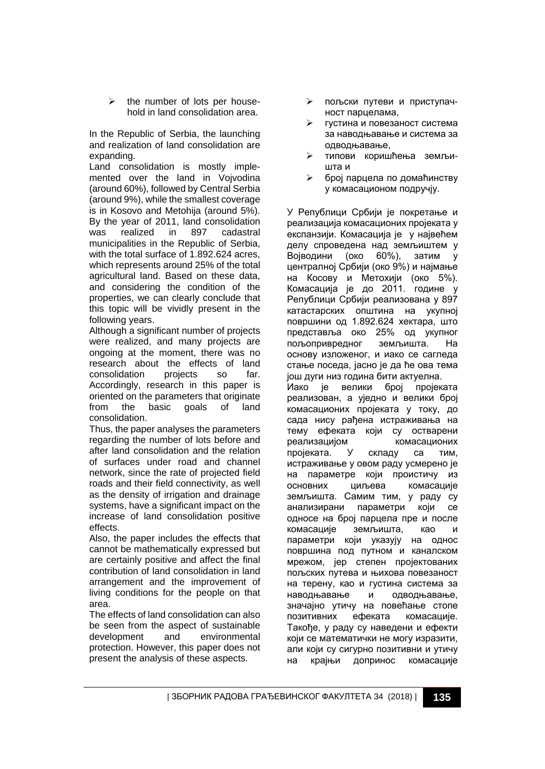- the number of lots per household in land consolidation area.

In the Republic of Serbia, the launching and realization of land consolidation are expanding.

Land consolidation is mostly implemented over the land in Vojvodina (around 60%), followed by Central Serbia (around 9%), while the smallest coverage is in Kosovo and Metohija (around 5%). By the year of 2011, land consolidation was realized in 897 cadastral municipalities in the Republic of Serbia, with the total surface of 1.892.624 acres, which represents around 25% of the total agricultural land. Based on these data, and considering the condition of the properties, we can clearly conclude that this topic will be vividly present in the following years.

Although a significant number of projects were realized, and many projects are ongoing at the moment, there was no research about the effects of land consolidation projects so far. Accordingly, research in this paper is oriented on the parameters that originate from the basic goals of land consolidation.

Thus, the paper analyses the parameters regarding the number of lots before and after land consolidation and the relation of surfaces under road and channel network, since the rate of projected field roads and their field connectivity, as well as the density of irrigation and drainage systems, have a significant impact on the increase of land consolidation positive effects.

Also, the paper includes the effects that cannot be mathematically expressed but are certainly positive and affect the final contribution of land consolidation in land arrangement and the improvement of living conditions for the people on that area.

The effects of land consolidation can also be seen from the aspect of sustainable development and environmental protection. However, this paper does not present the analysis of these aspects.

- пољски путеви и приступачност парцелама,
- густина и повезаност система за наводњавање и система за одводњавање,
- типови коришћења земљишта и
- број парцела по домаћинству у комасационом подручју.

У Републици Србији је покретање и реализација комасационих пројеката у експанзији. Комасација је у највећем делу спроведена над земљиштем у Војводини (око 60%), затим у централној Србији (око 9%) и најмање на Косову и Метохији (око 5%). Комасација је до 2011. године у Републици Србији реализована у 897 катастарских општина на укупној површини од 1.892.624 хектара, што представља око 25% од укупног пољопривредног земљишта. На основу изложеног, и иако се сагледа стање поседа, јасно је да ће ова тема још дуги низ година бити актуелна.

Иако је велики број пројеката реализован, а уједно и велики број комасационих пројеката у току, до сада нису рађена истраживања на тему ефеката који су остварени реализацијом комасационих пројеката. У складу са тим, истраживање у овом раду усмерено је на параметре који проистичу из основних циљева комасације земљишта. Самим тим, у раду су анализирани параметри који се односе на број парцела пре и после комасације земљишта, као и параметри који указују на однос површина под путном и каналском мрежом, јер степен пројектованих пољских путева и њихова повезаност на терену, као и густина система за наводњавање и одводњавање, значајно утичу на повећање стопе позитивних ефеката комасације. Такође, у раду су наведени и ефекти који се математички не могу изразити, али који су сигурно позитивни и утичу на крајњи допринос комасације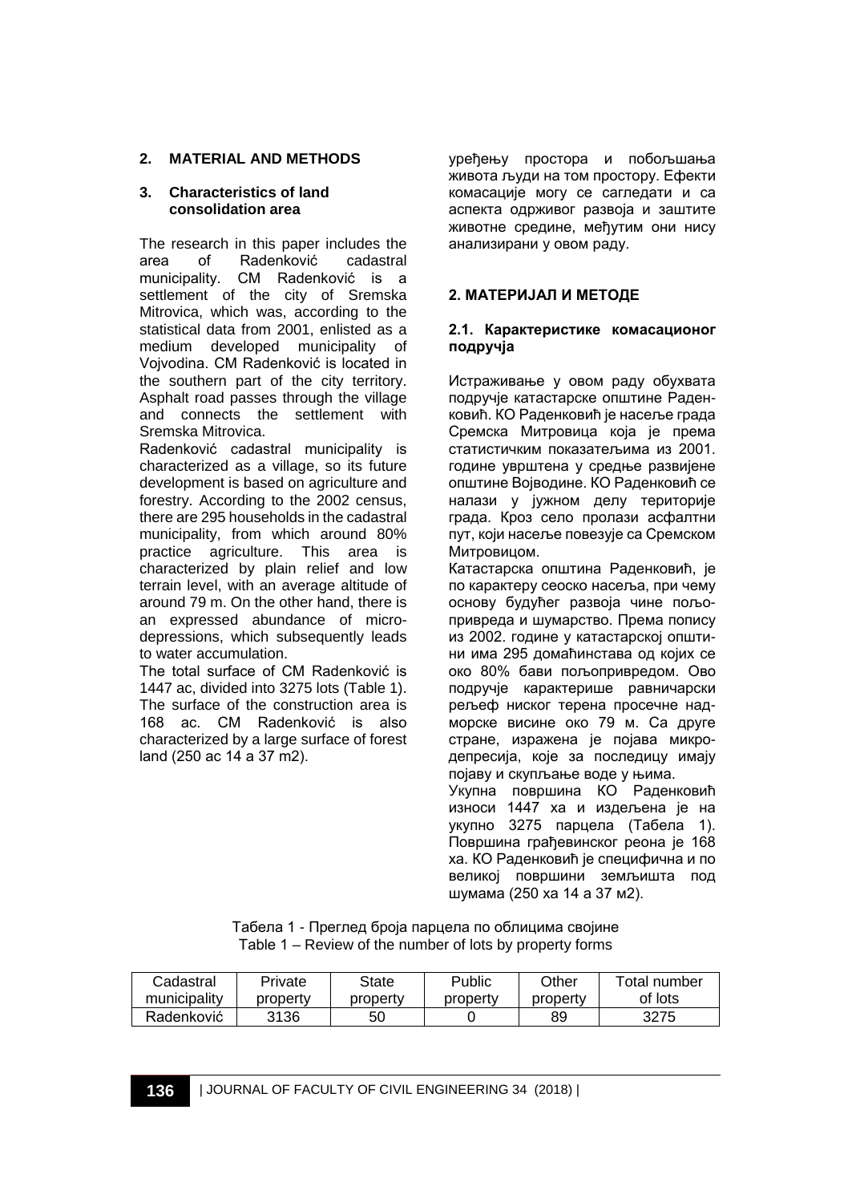## 2. MATERIAL AND METHODS

### 3. Characteristics of land consolidation area

The research in this paper includes the area of Radenković cadastral municipality. CM Radenković is a settlement of the city of Sremska Mitrovica, which was, according to the statistical data from 2001, enlisted as a medium developed municipality of Vojvodina. CM Radenković is located in the southern part of the city territory. Asphalt road passes through the village and connects the settlement with Sremska Mitrovica.

Radenković cadastral municipality is characterized as a village, so its future development is based on agriculture and forestry. According to the 2002 census, there are 295 households in the cadastral municipality, from which around 80% practice agriculture. This area is characterized by plain relief and low terrain level, with an average altitude of around 79 m. On the other hand, there is an expressed abundance of micro-depressions, which subsequently leads to water accumulation.

The total surface of CM Radenković is 1447 ac, divided into 3275 lots (Table 1). The surface of the construction area is 168 ac. CM Radenković is also characterized by a large surface of forest land (250 ac 14 a 37 m2).

уређењу простора и побољшања живота људи на том простору. Ефекти комасације могу се сагледати и са аспекта одрживог развоја и заштите животне средине, међутим они нису анализирани у овом раду.

## 2. МАТЕРИЈАЛ И МЕТОДЕ

### 2.1. Карактеристике комасационог подручја

Истраживање у овом раду обухвата подручје катастарске општине Раденковић. КО Раденковић је насеље града Сремска Митровица која је према статистичким показатељима из 2001. године уврштена у средње развијене општине Војводине. КО Раденковић се налази у јужном делу територије града. Кроз село пролази асфалтни пут, који насеље повезује са Сремском Митровицом.

Катастарска општина Раденковић, је по карактеру сеоско насеља, при чему основу будућег развоја чине пољопривреда и шумарство. Према попису из 2002. године у катастарској општини има 295 домаћинстава од којих се око 80% бави пољопривредом. Ово подручје карактерише равничарски рељеф ниског терена просечне надморске висине око 79 м. Са друге стране, изражена је појава микродепресија, које за последицу имају појаву и скупљање воде у њима.

Укупна површина КО Раденковић износи 1447 ха и издељена је на укупно 3275 парцела (Табела 1). Површина грађевинског реона је 168 ха. КО Раденковић је специфична и по великој површини земљишта под шумама (250 ха 14 а 37 м2).

Табела 1 - Преглед броја парцела по облицима својине

Table 1 – Review of the number of lots by property forms

| Cadastral municipality | Private property | State property | Public property | Other property | Total number of lots |
|---|---|---|---|---|---|
| Radenković | 3136 | 50 | 0 | 89 | 3275 |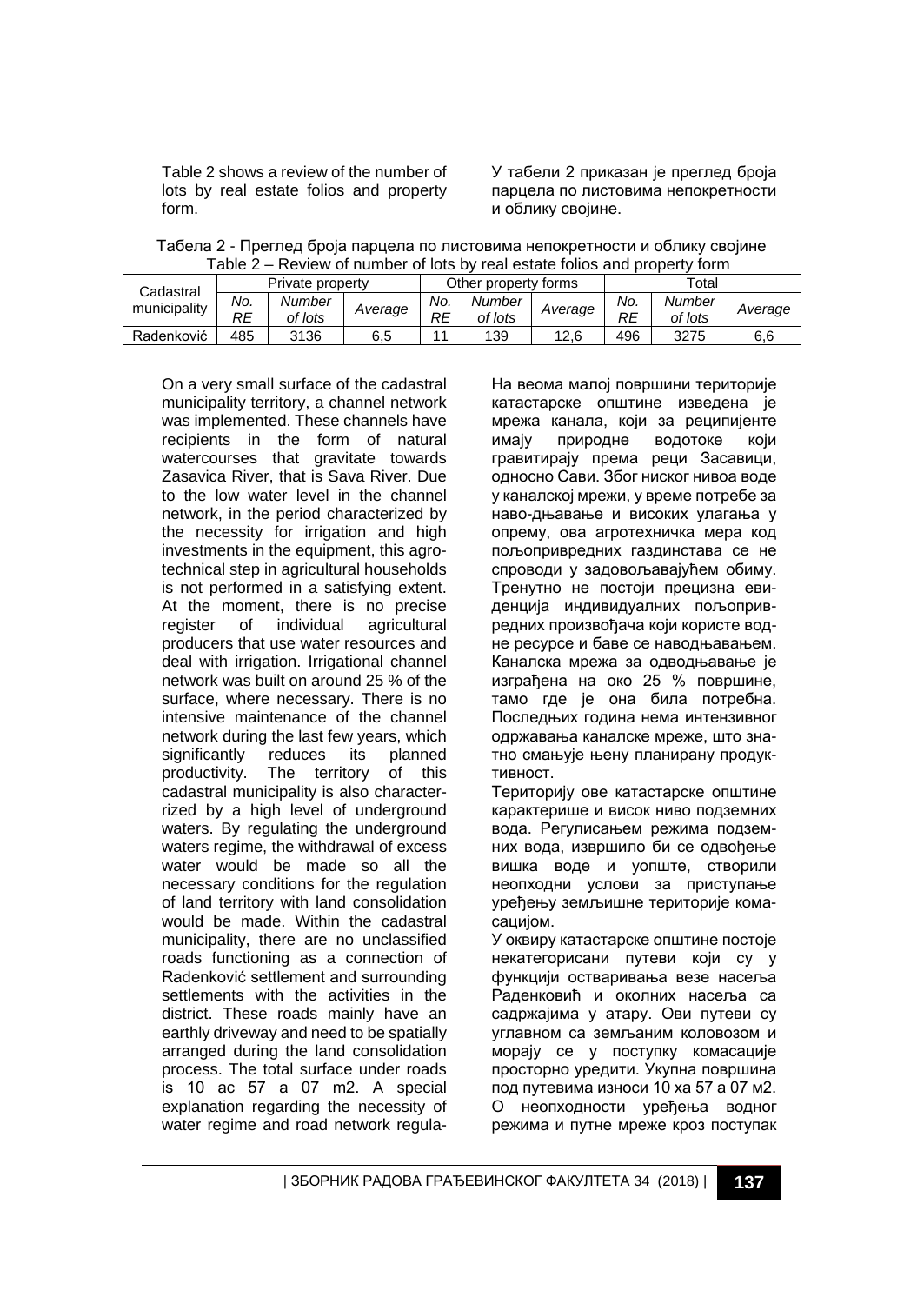Table 2 shows a review of the number of lots by real estate folios and property form.

У табели 2 приказан је преглед броја парцела по листовима непокретности и облику својине.

Табела 2 - Преглед броја парцела по листовима непокретности и облику својине
Table 2 – Review of number of lots by real estate folios and property form

| Cadastral municipality | Private property | | | Other property forms | | | Total | | |
|---|---|---|---|---|---|---|---|---|---|
| | *No. RE* | *Number of lots* | *Average* | *No. RE* | *Number of lots* | *Average* | *No. RE* | *Number of lots* | *Average* |
| Radenković | 485 | 3136 | 6,5 | 11 | 139 | 12,6 | 496 | 3275 | 6,6 |

On a very small surface of the cadastral municipality territory, a channel network was implemented. These channels have recipients in the form of natural watercourses that gravitate towards Zasavica River, that is Sava River. Due to the low water level in the channel network, in the period characterized by the necessity for irrigation and high investments in the equipment, this agro-technical step in agricultural households is not performed in a satisfying extent. At the moment, there is no precise register of individual agricultural producers that use water resources and deal with irrigation. Irrigational channel network was built on around 25 % of the surface, where necessary. There is no intensive maintenance of the channel network during the last few years, which significantly reduces its planned productivity. The territory of this cadastral municipality is also characterrized by a high level of underground waters. By regulating the underground waters regime, the withdrawal of excess water would be made so all the necessary conditions for the regulation of land territory with land consolidation would be made. Within the cadastral municipality, there are no unclassified roads functioning as a connection of Radenković settlement and surrounding settlements with the activities in the district. These roads mainly have an earthly driveway and need to be spatially arranged during the land consolidation process. The total surface under roads is 10 ac 57 a 07 m2. A special explanation regarding the necessity of water regime and road network regula-

На веома малој површини територије катастарске општине изведена је мрежа канала, који за реципијенте имају природне водотоке који гравитирају према реци Засавици, односно Сави. Због ниског нивоа воде у каналској мрежи, у време потребе за наводњавање и високих улагања у опрему, ова агротехничка мера код пољопривредних газдинстава се не спроводи у задовољавајућем обиму. Тренутно не постоји прецизна евиденција индивидуалних пољопривредних произвођача који користе водне ресурсе и баве се наводњавањем. Каналска мрежа за одводњавање је изграђена на око 25 % површине, тамо где је она била потребна. Последњих година нема интензивног одржавања каналске мреже, што знатно смањује њену планирану продуктивност.

Територију ове катастарске општине карактерише и висок ниво подземних вода. Регулисањем режима подземних вода, извршило би се одвођење вишка воде и уопште, створили неопходни услови за приступање уређењу земљишне територије комасацијом.

У оквиру катастарске општине постоје некатегорисани путеви који су у функцији остваривања везе насеља Раденковић и околних насеља са садржајима у атару. Ови путеви су углавном са земљаним коловозом и морају се у поступку комасације просторно уредити. Укупна површина под путевима износи 10 ха 57 а 07 м2. О неопходности уређења водног режима и путне мреже кроз поступак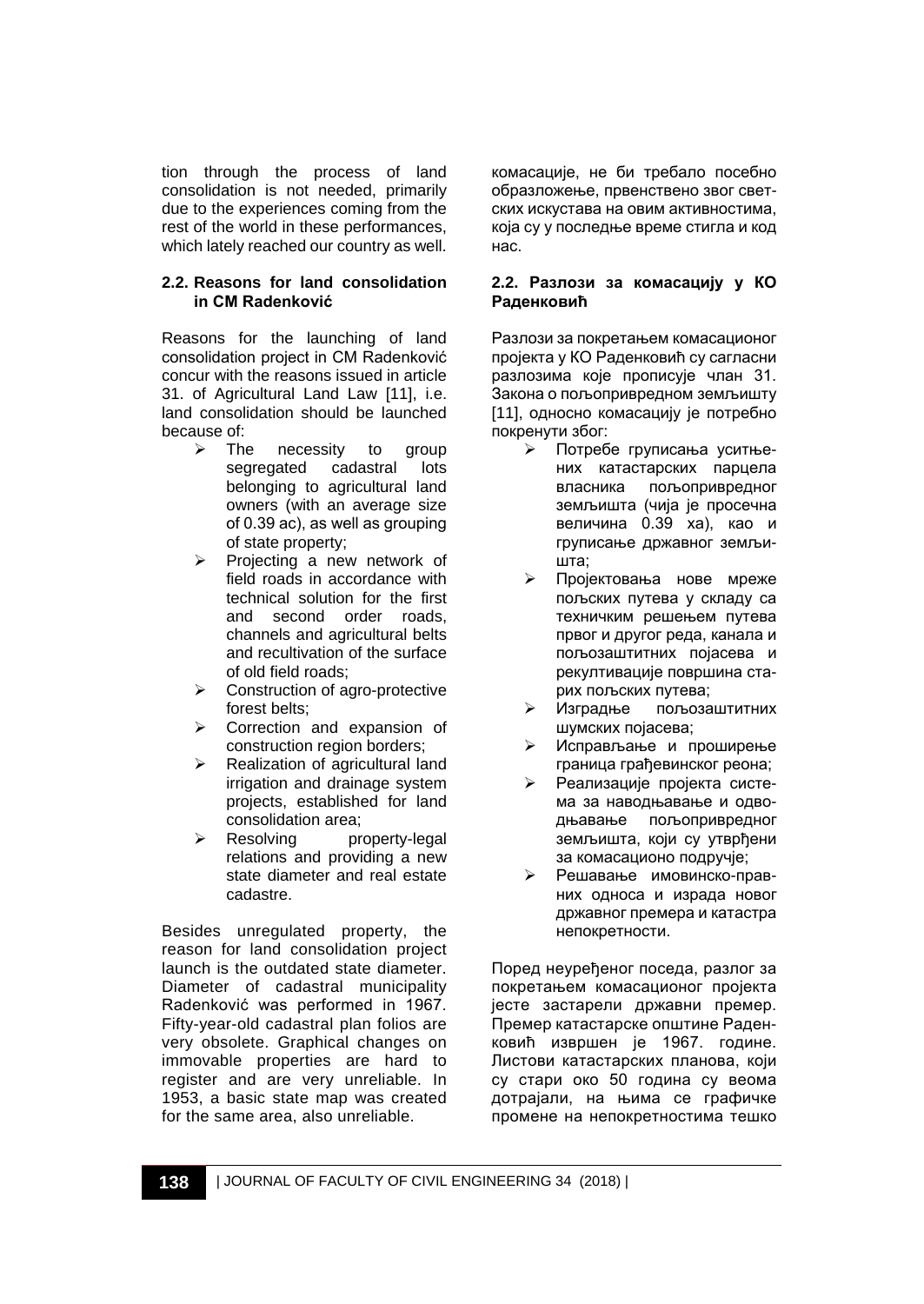tion through the process of land consolidation is not needed, primarily due to the experiences coming from the rest of the world in these performances, which lately reached our country as well.

### 2.2. Reasons for land consolidation in CM Radenković

Reasons for the launching of land consolidation project in CM Radenković concur with the reasons issued in article 31. of Agricultural Land Law [11], i.e. land consolidation should be launched because of:

- The necessity to group segregated cadastral lots belonging to agricultural land owners (with an average size of 0.39 ac), as well as grouping of state property;
- Projecting a new network of field roads in accordance with technical solution for the first and second order roads, channels and agricultural belts and recultivation of the surface of old field roads;
- Construction of agro-protective forest belts;
- Correction and expansion of construction region borders;
- Realization of agricultural land irrigation and drainage system projects, established for land consolidation area;
- Resolving property-legal relations and providing a new state diameter and real estate cadastre.

Besides unregulated property, the reason for land consolidation project launch is the outdated state diameter. Diameter of cadastral municipality Radenković was performed in 1967. Fifty-year-old cadastral plan folios are very obsolete. Graphical changes on immovable properties are hard to register and are very unreliable. In 1953, a basic state map was created for the same area, also unreliable.

комасације, не би требало посебно образложење, првенствено због светских искустава на овим активностима, која су у последње време стигла и код нас.

### 2.2. Разлози за комасацију у КО Раденковић

Разлози за покретањем комасационог пројекта у КО Раденковић су сагласни разлозима које прописује члан 31. Закона о пољопривредном земљишту [11], односно комасацију је потребно покренути због:

- Потребе груписања уситњених катастарских парцела власника пољопривредног земљишта (чија је просечна величина 0.39 ха), као и груписање државног земљишта;
- Пројектовања нове мреже пољских путева у складу са техничким решењем путева првог и другог реда, канала и пољозаштитних појасева и рекултивације површина старих пољских путева;
- Изградње пољозаштитних шумских појасева;
- Исправљање и проширење граница грађевинског реона;
- Реализације пројекта система за наводњавање и одводњавање пољопривредног земљишта, који су утврђени за комасационо подручје;
- Решавање имовинско-правних односа и израда новог државног премера и катастра непокретности.

Поред неуређеног поседа, разлог за покретањем комасационог пројекта јесте застарели државни премер. Премер катастарске општине Раденковић извршен је 1967. године. Листови катастарских планова, који су стари око 50 година су веома дотрајали, на њима се графичке промене на непокретностима тешко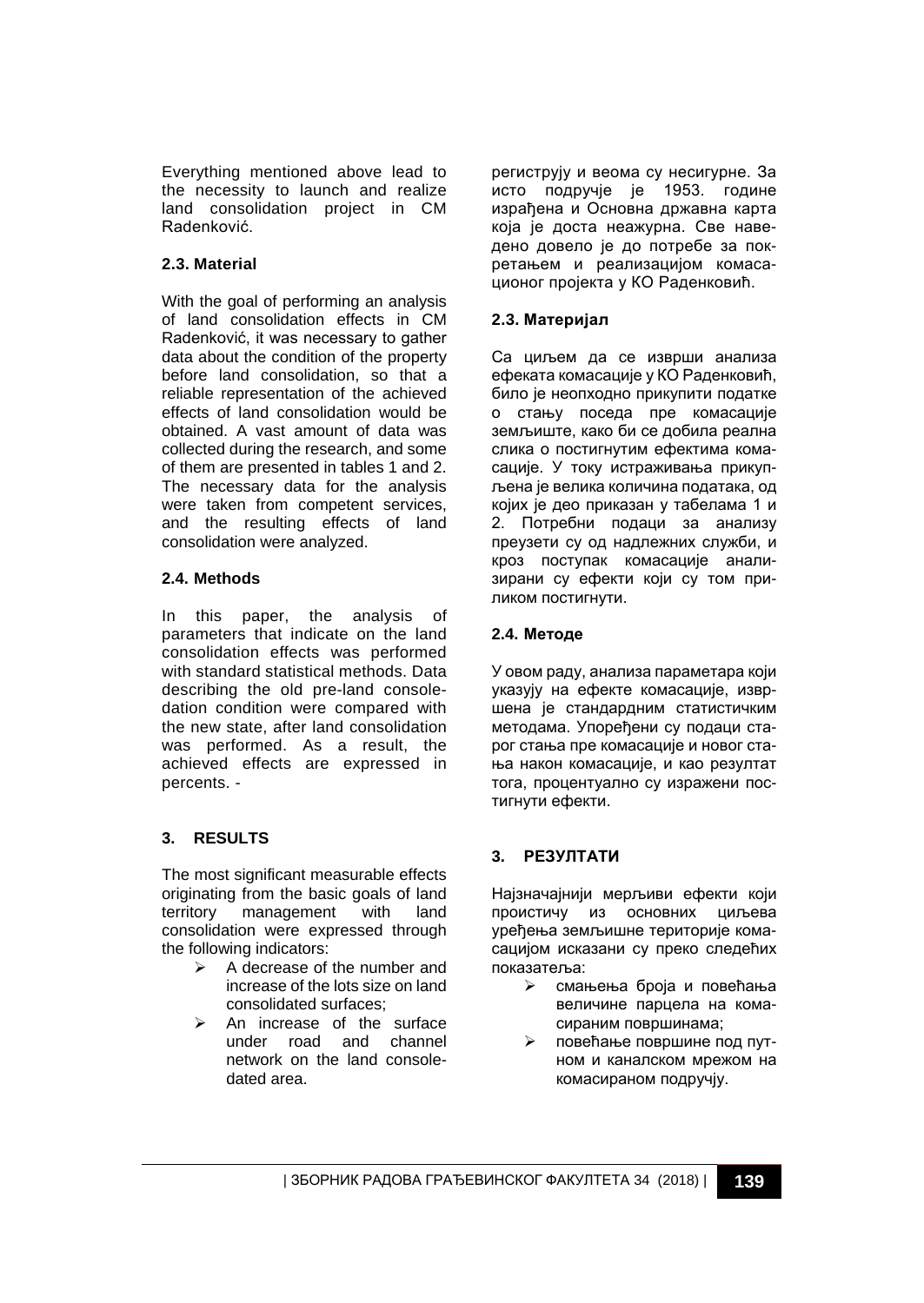Everything mentioned above lead to the necessity to launch and realize land consolidation project in CM Radenković.

### 2.3. Material

With the goal of performing an analysis of land consolidation effects in CM Radenković, it was necessary to gather data about the condition of the property before land consolidation, so that a reliable representation of the achieved effects of land consolidation would be obtained. A vast amount of data was collected during the research, and some of them are presented in tables 1 and 2. The necessary data for the analysis were taken from competent services, and the resulting effects of land consolidation were analyzed.

### 2.4. Methods

In this paper, the analysis of parameters that indicate on the land consolidation effects was performed with standard statistical methods. Data describing the old pre-land consoledation condition were compared with the new state, after land consolidation was performed. As a result, the achieved effects are expressed in percents. -

## 3. RESULTS

The most significant measurable effects originating from the basic goals of land territory management with land consolidation were expressed through the following indicators:

- A decrease of the number and increase of the lots size on land consolidated surfaces;
- An increase of the surface under road and channel network on the land consoledated area.

региструју и веома су несигурне. За исто подручје је 1953. године израђена и Основна државна карта која је доста неажурна. Све наведено довело је до потребе за покретањем и реализацијом комасационог пројекта у КО Раденковић.

### 2.3. Материјал

Са циљем да се изврши анализа ефеката комасације у КО Раденковић, било је неопходно прикупити податке о стању поседа пре комасације земљиште, како би се добила реална слика о постигнутим ефектима комасације. У току истраживања прикупљена је велика количина података, од којих је део приказан у табелама 1 и 2. Потребни подаци за анализу преузети су од надлежних служби, и кроз поступак комасације анализирани су ефекти који су том приликом постигнути.

### 2.4. Методе

У овом раду, анализа параметара који указују на ефекте комасације, извршена је стандардним статистичким методама. Упоређени су подаци старог стања пре комасације и новог стања након комасације, и као резултат тога, процентуално су изражени постигнути ефекти.

## 3. РЕЗУЛТАТИ

Најзначајнији мерљиви ефекти који проистичу из основних циљева уређења земљишне територије комасацијом исказани су преко следећих показатеља:

- смањења броја и повећања величине парцела на комасираним површинама;
- повећање површине под путном и каналском мрежом на комасираном подручју.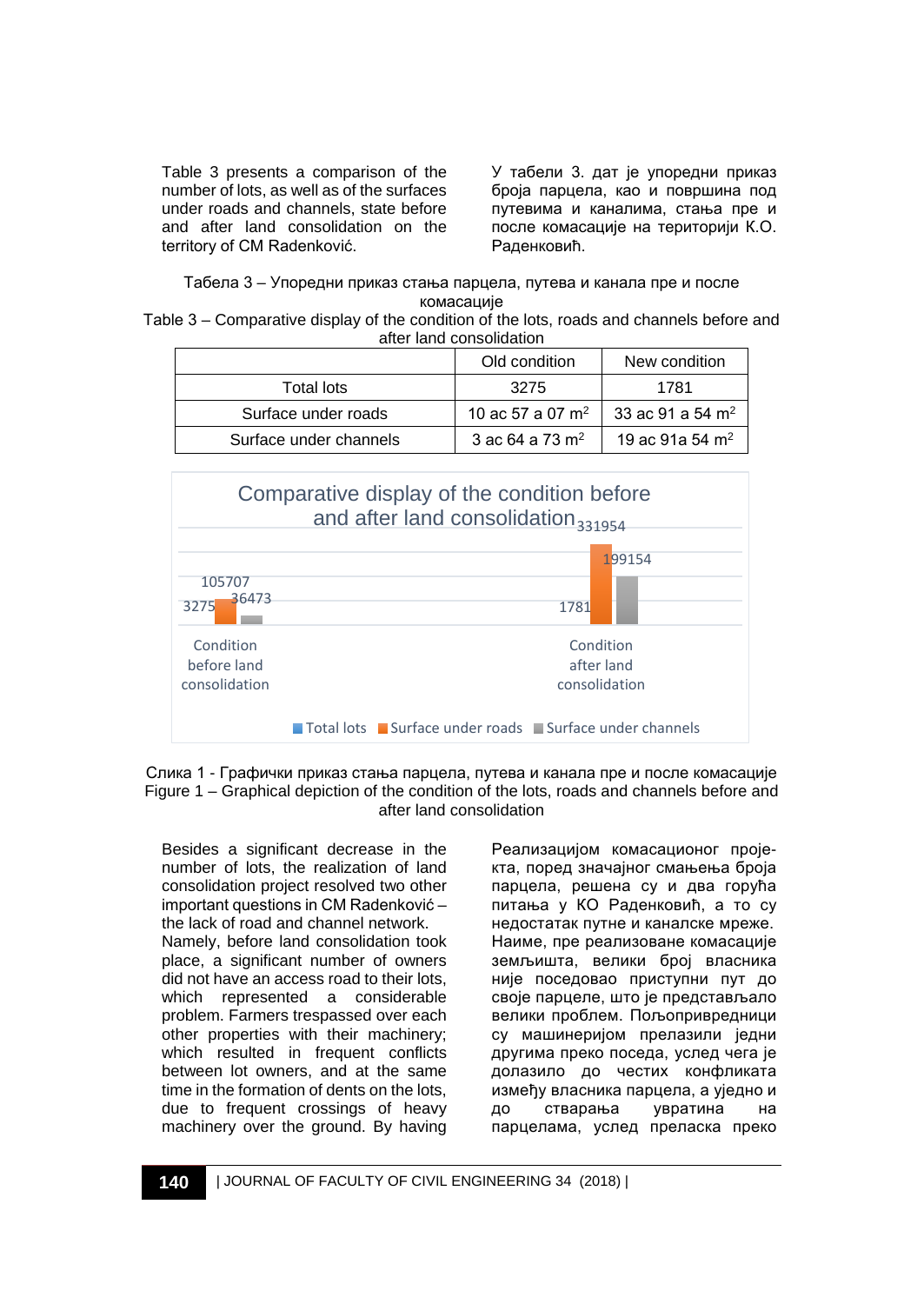Table 3 presents a comparison of the number of lots, as well as of the surfaces under roads and channels, state before and after land consolidation on the territory of CM Radenković.

У табели 3. дат је упоредни приказ броја парцела, као и површина под путевима и каналима, стања пре и после комасације на територији К.О. Раденковић.

Табела 3 – Упоредни приказ стања парцела, путева и канала пре и после комасације

Table 3 – Comparative display of the condition of the lots, roads and channels before and after land consolidation

| | Old condition | New condition |
|---|---|---|
| Total lots | 3275 | 1781 |
| Surface under roads | 10 ac 57 a 07 m$^2$ | 33 ac 91 a 54 m$^2$ |
| Surface under channels | 3 ac 64 a 73 m$^2$ | 19 ac 91a 54 m$^2$ |

Comparative display of the condition before and after land consolidation

| | Total lots | Surface under roads | Surface under channels |
|---|---|---|---|
| Condition before land consolidation | 3275 | 105707 | 36473 |
| Condition after land consolidation | 1781 | 331954 | 199154 |

Слика 1 - Графички приказ стања парцела, путева и канала пре и после комасације

Figure 1 – Graphical depiction of the condition of the lots, roads and channels before and after land consolidation

Besides a significant decrease in the number of lots, the realization of land consolidation project resolved two other important questions in CM Radenković – the lack of road and channel network. Namely, before land consolidation took place, a significant number of owners did not have an access road to their lots, which represented a considerable problem. Farmers trespassed over each other properties with their machinery; which resulted in frequent conflicts between lot owners, and at the same time in the formation of dents on the lots, due to frequent crossings of heavy machinery over the ground. By having

Реализацијом комасационог проје-кта, поред значајног смањења броја парцела, решена су и два горућа питања у КО Раденковић, а то су недостатак путне и каналске мреже. Наиме, пре реализоване комасације земљишта, велики број власника није поседовао приступни пут до своје парцеле, што је представљало велики проблем. Пољопривредници су машинеријом прелазили једни другима преко поседа, услед чега је долазило до честих конфликата између власника парцела, а уједно и до стварања увратина на парцелама, услед преласка преко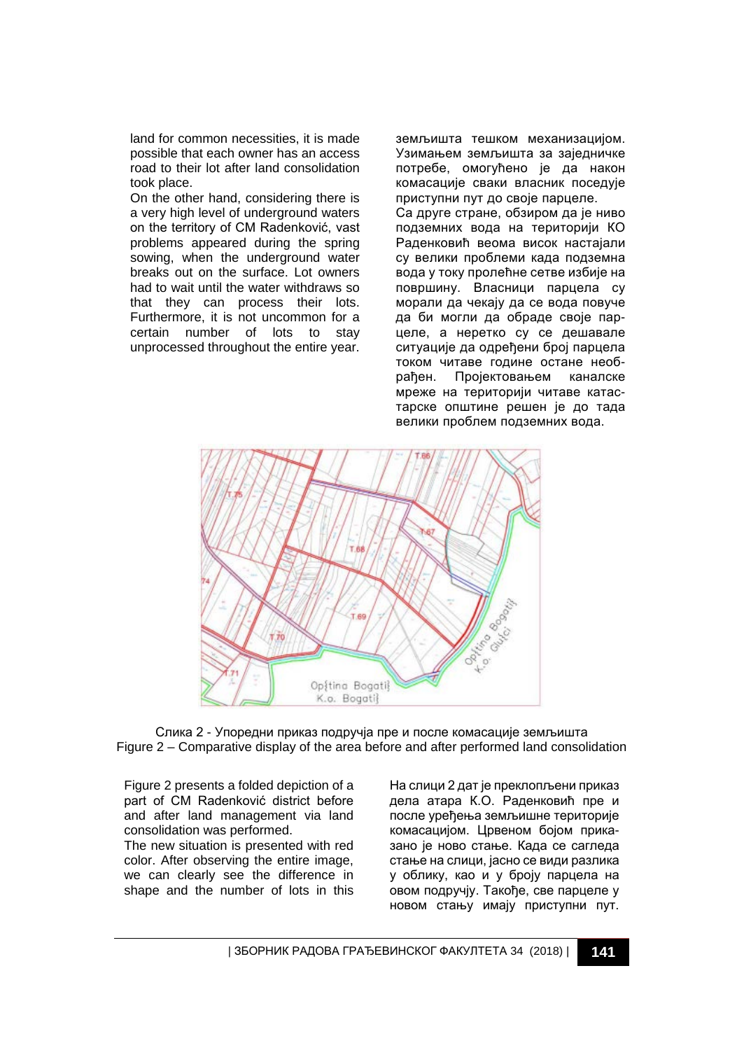land for common necessities, it is made possible that each owner has an access road to their lot after land consolidation took place.

On the other hand, considering there is a very high level of underground waters on the territory of CM Radenković, vast problems appeared during the spring sowing, when the underground water breaks out on the surface. Lot owners had to wait until the water withdraws so that they can process their lots. Furthermore, it is not uncommon for a certain number of lots to stay unprocessed throughout the entire year.

земљишта тешком механизацијом. Узимањем земљишта за заједничке потребе, омогућено је да након комасације сваки власник поседује приступни пут до своје парцеле.

Са друге стране, обзиром да је ниво подземних вода на територији КО Раденковић веома висок настајали су велики проблеми када подземна вода у току пролећне сетве избије на површину. Власници парцела су морали да чекају да се вода повуче да би могли да обраде своје парцеле, а неретко су се дешавале ситуације да одређени број парцела током читаве године остане необрађен. Пројектовањем каналске мреже на територији читаве катастарске општине решен је до тада велики проблем подземних вода.

Слика 2 - Упоредни приказ подручја пре и после комасације земљишта

Figure 2 – Comparative display of the area before and after performed land consolidation

Figure 2 presents a folded depiction of a part of CM Radenković district before and after land management via land consolidation was performed.

The new situation is presented with red color. After observing the entire image, we can clearly see the difference in shape and the number of lots in this

На слици 2 дат је преклопљени приказ дела атара К.О. Раденковић пре и после уређења земљишне територије комасацијом. Црвеном бојом приказано је ново стање. Када се сагледа стање на слици, јасно се види разлика у облику, као и у броју парцела на овом подручју. Такође, све парцеле у новом стању имају приступни пут.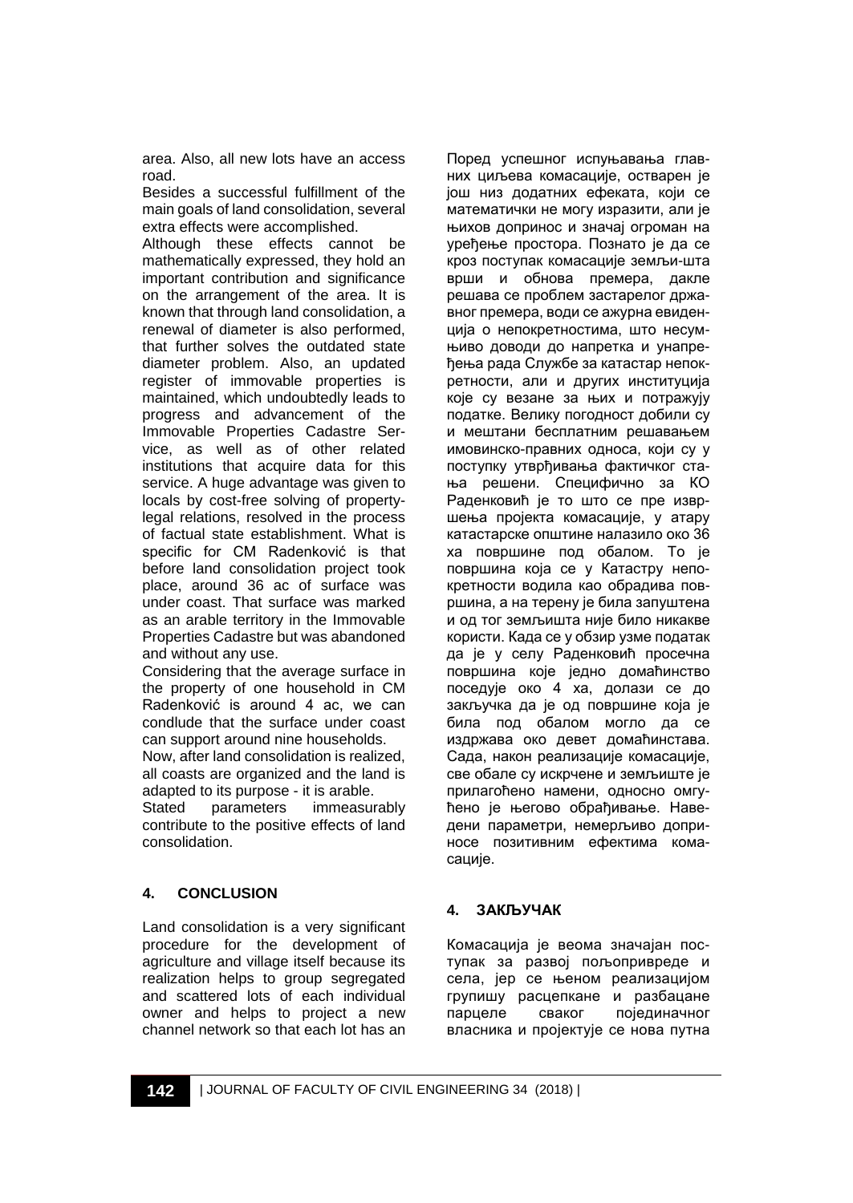area. Also, all new lots have an access road.

Besides a successful fulfillment of the main goals of land consolidation, several extra effects were accomplished.

Although these effects cannot be mathematically expressed, they hold an important contribution and significance on the arrangement of the area. It is known that through land consolidation, a renewal of diameter is also performed, that further solves the outdated state diameter problem. Also, an updated register of immovable properties is maintained, which undoubtedly leads to progress and advancement of the Immovable Properties Cadastre Service, as well as of other related institutions that acquire data for this service. A huge advantage was given to locals by cost-free solving of property-legal relations, resolved in the process of factual state establishment. What is specific for CM Radenković is that before land consolidation project took place, around 36 ac of surface was under coast. That surface was marked as an arable territory in the Immovable Properties Cadastre but was abandoned and without any use.

Considering that the average surface in the property of one household in CM Radenković is around 4 ac, we can condlude that the surface under coast can support around nine households.

Now, after land consolidation is realized, all coasts are organized and the land is adapted to its purpose - it is arable.

Stated parameters immeasurably contribute to the positive effects of land consolidation.

## 4. CONCLUSION

Land consolidation is a very significant procedure for the development of agriculture and village itself because its realization helps to group segregated and scattered lots of each individual owner and helps to project a new channel network so that each lot has an

Поред успешног испуњавања главних циљева комасације, остварен је још низ додатних ефеката, који се математички не могу изразити, али је њихов допринос и значај огроман на уређење простора. Познато је да се кроз поступак комасације земљи-шта врши и обнова премера, дакле решава се проблем застарелог државног премера, води се ажурна евиденција о непокретностима, што несумњиво доводи до напретка и унапређења рада Службе за катастар непокретности, али и других институција које су везане за њих и потражују податке. Велику погодност добили су и мештани бесплатним решавањем имовинско-правних односа, који су у поступку утврђивања фактичког стања решени. Специфично за КО Раденковић је то што се пре извршења пројекта комасације, у атару катастарске општине налазило око 36 ха површине под обалом. То је површина која се у Катастру непокретности водила као обрадива површина, а на терену је била запуштена и од тог земљишта није било никакве користи. Када се у обзир узме податак да је у селу Раденковић просечна површина које једно домаћинство поседује око 4 ха, долази се до закључка да је од површине која је била под обалом могло да се издржава око девет домаћинстава. Сада, након реализације комасације, све обале су искрчене и земљиште је прилагођено намени, односно омогућено је његово обрађивање. Наведени параметри, немерљиво доприносе позитивним ефектима комасације.

## 4. ЗАКЉУЧАК

Комасација је веома значајан поступак за развој пољопривреде и села, јер се њеном реализацијом групишу расцепкане и разбацане парцеле сваког појединачног власника и пројектује се нова путна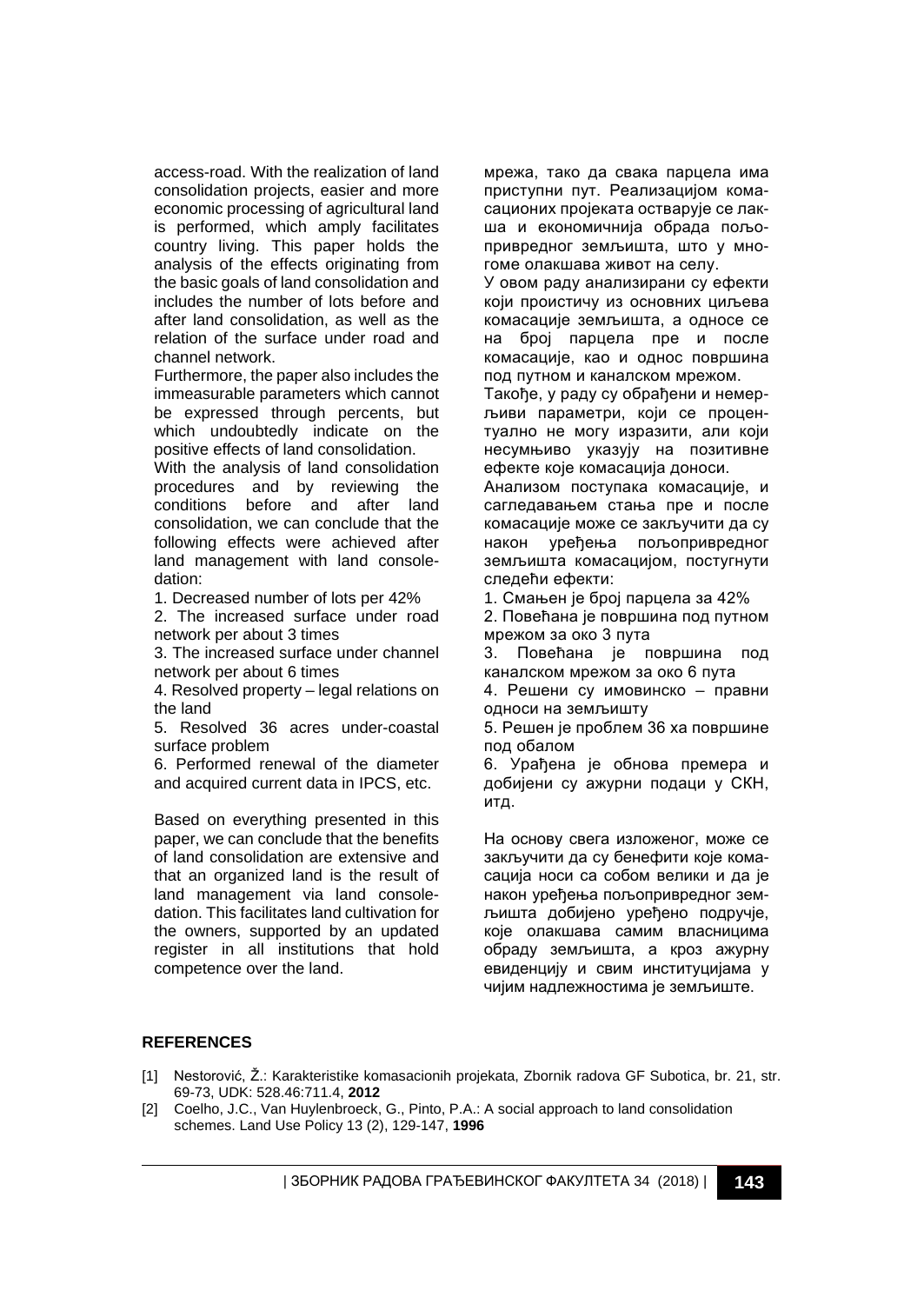access-road. With the realization of land consolidation projects, easier and more economic processing of agricultural land is performed, which amply facilitates country living. This paper holds the analysis of the effects originating from the basic goals of land consolidation and includes the number of lots before and after land consolidation, as well as the relation of the surface under road and channel network.

Furthermore, the paper also includes the immeasurable parameters which cannot be expressed through percents, but which undoubtedly indicate on the positive effects of land consolidation.

With the analysis of land consolidation procedures and by reviewing the conditions before and after land consolidation, we can conclude that the following effects were achieved after land management with land consoledation:

1. Decreased number of lots per 42%
2. The increased surface under road network per about 3 times
3. The increased surface under channel network per about 6 times
4. Resolved property – legal relations on the land
5. Resolved 36 acres under-coastal surface problem
6. Performed renewal of the diameter and acquired current data in IPCS, etc.

Based on everything presented in this paper, we can conclude that the benefits of land consolidation are extensive and that an organized land is the result of land management via land consoledation. This facilitates land cultivation for the owners, supported by an updated register in all institutions that hold competence over the land.

мрежа, тако да свака парцела има приступни пут. Реализацијом комасационих пројеката остварује се лакша и економичнија обрада пољопривредног земљишта, што у многоме олакшава живот на селу.

У овом раду анализирани су ефекти који проистичу из основних циљева комасације земљишта, а односе се на број парцела пре и после комасације, као и однос површина под путном и каналском мрежом.

Такође, у раду су обрађени и немерљиви параметри, који се процентуално не могу изразити, али који несумњиво указују на позитивне ефекте које комасација доноси.

Анализом поступака комасације, и сагледавањем стања пре и после комасације може се закључити да су након уређења пољопривредног земљишта комасацијом, постугнути следећи ефекти:

1. Смањен је број парцела за 42%
2. Повећана је површина под путном мрежом за око 3 пута
3. Повећана је површина под каналском мрежом за око 6 пута
4. Решени су имовинско – правни односи на земљишту
5. Решен је проблем 36 ха површине под обалом
6. Урађена је обнова премера и добијени су ажурни подаци у СКН, итд.

На основу свега изложеног, може се закључити да су бенефити које комасација носи са собом велики и да је након уређења пољопривредног земљишта добијено уређено подручје, које олакшава самим власницима обраду земљишта, а кроз ажурну евиденцију и свим институцијама у чијим надлежностима је земљиште.

## REFERENCES

[1] Nestorović, Ž.: Karakteristike komasacionih projekata, Zbornik radova GF Subotica, br. 21, str. 69-73, UDK: 528.46:711.4, **2012**

[2] Coelho, J.C., Van Huylenbroeck, G., Pinto, P.A.: A social approach to land consolidation schemes. Land Use Policy 13 (2), 129-147, **1996**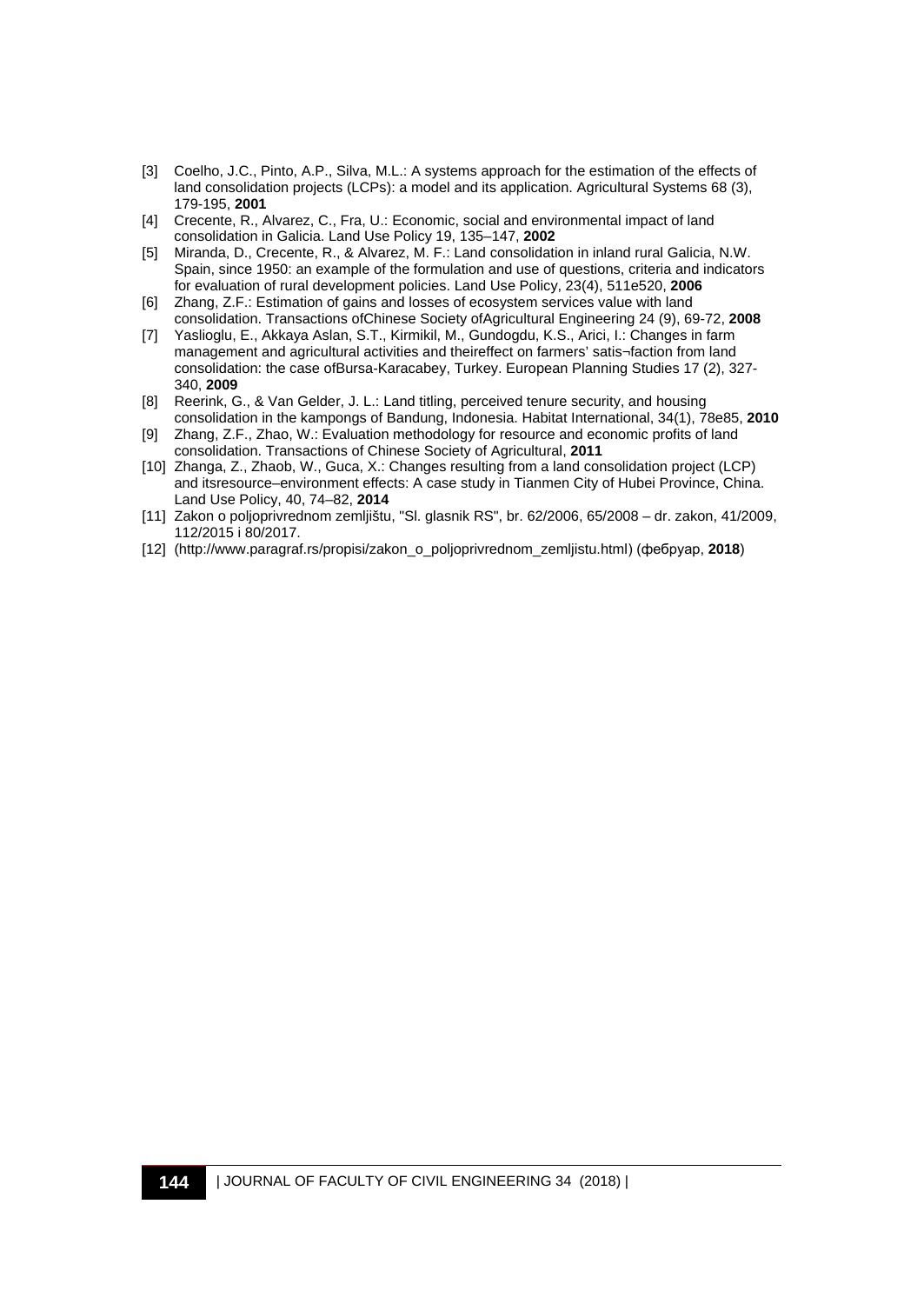[3] Coelho, J.C., Pinto, A.P., Silva, M.L.: A systems approach for the estimation of the effects of land consolidation projects (LCPs): a model and its application. Agricultural Systems 68 (3), 179-195, **2001**

[4] Crecente, R., Alvarez, C., Fra, U.: Economic, social and environmental impact of land consolidation in Galicia. Land Use Policy 19, 135–147, **2002**

[5] Miranda, D., Crecente, R., & Alvarez, M. F.: Land consolidation in inland rural Galicia, N.W. Spain, since 1950: an example of the formulation and use of questions, criteria and indicators for evaluation of rural development policies. Land Use Policy, 23(4), 511e520, **2006**

[6] Zhang, Z.F.: Estimation of gains and losses of ecosystem services value with land consolidation. Transactions ofChinese Society ofAgricultural Engineering 24 (9), 69-72, **2008**

[7] Yaslioglu, E., Akkaya Aslan, S.T., Kirmikil, M., Gundogdu, K.S., Arici, I.: Changes in farm management and agricultural activities and theireffect on farmers' satis¬faction from land consolidation: the case ofBursa-Karacabey, Turkey. European Planning Studies 17 (2), 327-340, **2009**

[8] Reerink, G., & Van Gelder, J. L.: Land titling, perceived tenure security, and housing consolidation in the kampongs of Bandung, Indonesia. Habitat International, 34(1), 78e85, **2010**

[9] Zhang, Z.F., Zhao, W.: Evaluation methodology for resource and economic profits of land consolidation. Transactions of Chinese Society of Agricultural, **2011**

[10] Zhanga, Z., Zhaob, W., Guca, X.: Changes resulting from a land consolidation project (LCP) and itsresource–environment effects: A case study in Tianmen City of Hubei Province, China. Land Use Policy, 40, 74–82, **2014**

[11] Zakon o poljoprivrednom zemljištu, "Sl. glasnik RS", br. 62/2006, 65/2008 – dr. zakon, 41/2009, 112/2015 i 80/2017.

[12] (http://www.paragraf.rs/propisi/zakon_o_poljoprivrednom_zemljistu.html) (фебруар, **2018**)